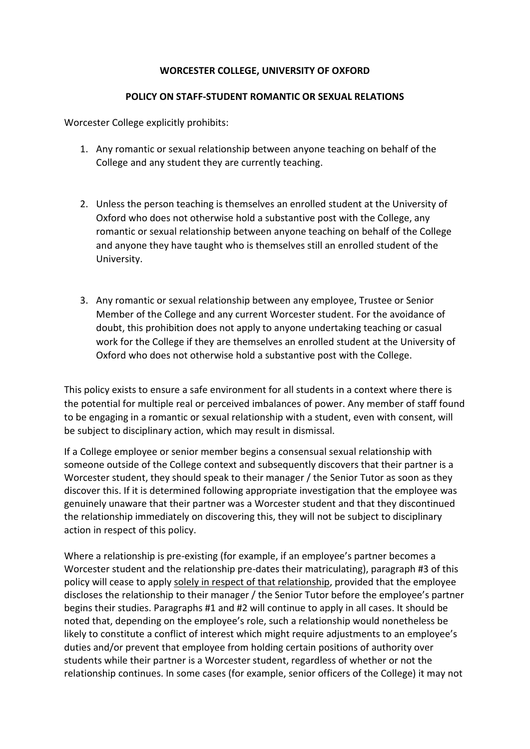**WORCESTER COLLEGE, UNIVERSITY OF OXFORD**

**POLICY ON STAFF-STUDENT ROMANTIC OR SEXUAL RELATIONS**

Worcester College explicitly prohibits:

1. Any romantic or sexual relationship between anyone teaching on behalf of the College and any student they are currently teaching.

2. Unless the person teaching is themselves an enrolled student at the University of Oxford who does not otherwise hold a substantive post with the College, any romantic or sexual relationship between anyone teaching on behalf of the College and anyone they have taught who is themselves still an enrolled student of the University.

3. Any romantic or sexual relationship between any employee, Trustee or Senior Member of the College and any current Worcester student. For the avoidance of doubt, this prohibition does not apply to anyone undertaking teaching or casual work for the College if they are themselves an enrolled student at the University of Oxford who does not otherwise hold a substantive post with the College.

This policy exists to ensure a safe environment for all students in a context where there is the potential for multiple real or perceived imbalances of power. Any member of staff found to be engaging in a romantic or sexual relationship with a student, even with consent, will be subject to disciplinary action, which may result in dismissal.

If a College employee or senior member begins a consensual sexual relationship with someone outside of the College context and subsequently discovers that their partner is a Worcester student, they should speak to their manager / the Senior Tutor as soon as they discover this. If it is determined following appropriate investigation that the employee was genuinely unaware that their partner was a Worcester student and that they discontinued the relationship immediately on discovering this, they will not be subject to disciplinary action in respect of this policy.

Where a relationship is pre-existing (for example, if an employee's partner becomes a Worcester student and the relationship pre-dates their matriculating), paragraph #3 of this policy will cease to apply <u>solely in respect of that relationship</u>, provided that the employee discloses the relationship to their manager / the Senior Tutor before the employee's partner begins their studies. Paragraphs #1 and #2 will continue to apply in all cases. It should be noted that, depending on the employee's role, such a relationship would nonetheless be likely to constitute a conflict of interest which might require adjustments to an employee's duties and/or prevent that employee from holding certain positions of authority over students while their partner is a Worcester student, regardless of whether or not the relationship continues. In some cases (for example, senior officers of the College) it may not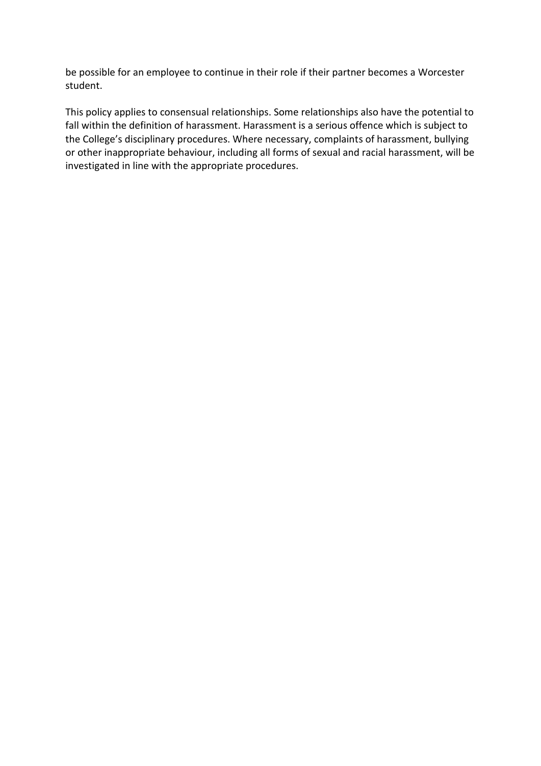be possible for an employee to continue in their role if their partner becomes a Worcester student.

This policy applies to consensual relationships. Some relationships also have the potential to fall within the definition of harassment. Harassment is a serious offence which is subject to the College's disciplinary procedures. Where necessary, complaints of harassment, bullying or other inappropriate behaviour, including all forms of sexual and racial harassment, will be investigated in line with the appropriate procedures.